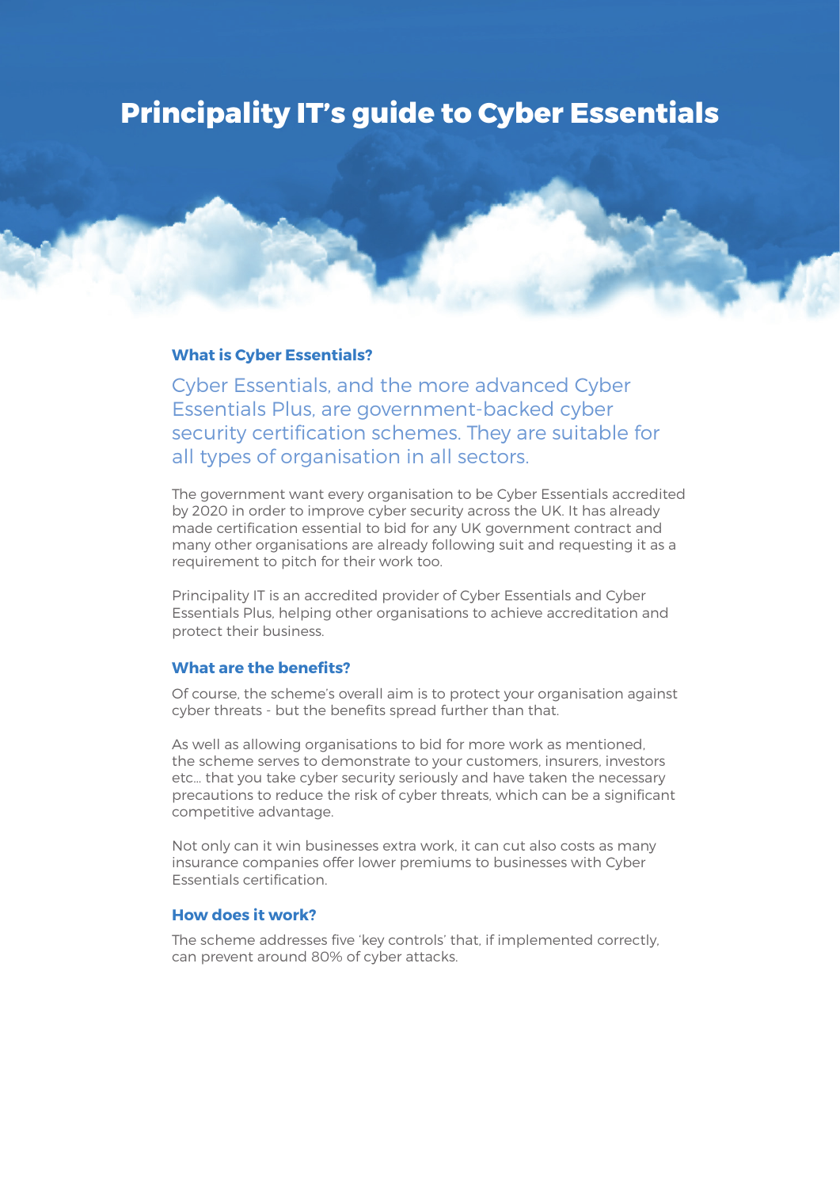# Principality IT's guide to Cyber Essentials

## What is Cyber Essentials?

Cyber Essentials, and the more advanced Cyber Essentials Plus, are government-backed cyber security certification schemes. They are suitable for all types of organisation in all sectors.

The government want every organisation to be Cyber Essentials accredited by 2020 in order to improve cyber security across the UK. It has already made certification essential to bid for any UK government contract and many other organisations are already following suit and requesting it as a requirement to pitch for their work too.

Principality IT is an accredited provider of Cyber Essentials and Cyber Essentials Plus, helping other organisations to achieve accreditation and protect their business.

## What are the benefits?

Of course, the scheme's overall aim is to protect your organisation against cyber threats - but the benefits spread further than that.

As well as allowing organisations to bid for more work as mentioned, the scheme serves to demonstrate to your customers, insurers, investors etc... that you take cyber security seriously and have taken the necessary precautions to reduce the risk of cyber threats, which can be a significant competitive advantage.

Not only can it win businesses extra work, it can cut also costs as many insurance companies offer lower premiums to businesses with Cyber Essentials certification.

## How does it work?

The scheme addresses five 'key controls' that, if implemented correctly, can prevent around 80% of cyber attacks.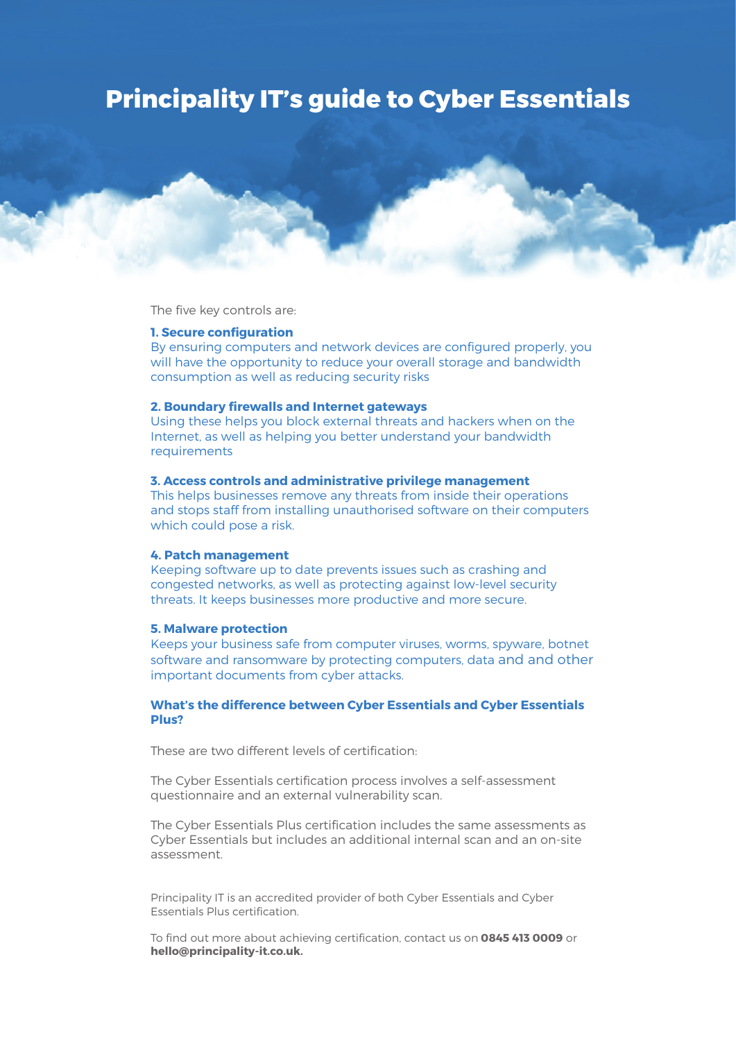# Principality IT's guide to Cyber Essentials

The five key controls are:

**1. Secure configuration**
By ensuring computers and network devices are configured properly, you will have the opportunity to reduce your overall storage and bandwidth consumption as well as reducing security risks

**2. Boundary firewalls and Internet gateways**
Using these helps you block external threats and hackers when on the Internet, as well as helping you better understand your bandwidth requirements

**3. Access controls and administrative privilege management**
This helps businesses remove any threats from inside their operations and stops staff from installing unauthorised software on their computers which could pose a risk.

**4. Patch management**
Keeping software up to date prevents issues such as crashing and congested networks, as well as protecting against low-level security threats. It keeps businesses more productive and more secure.

**5. Malware protection**
Keeps your business safe from computer viruses, worms, spyware, botnet software and ransomware by protecting computers, data and and other important documents from cyber attacks.

**What's the difference between Cyber Essentials and Cyber Essentials Plus?**

These are two different levels of certification:

The Cyber Essentials certification process involves a self-assessment questionnaire and an external vulnerability scan.

The Cyber Essentials Plus certification includes the same assessments as Cyber Essentials but includes an additional internal scan and an on-site assessment.

Principality IT is an accredited provider of both Cyber Essentials and Cyber Essentials Plus certification.

To find out more about achieving certification, contact us on **0845 413 0009** or **hello@principality-it.co.uk.**